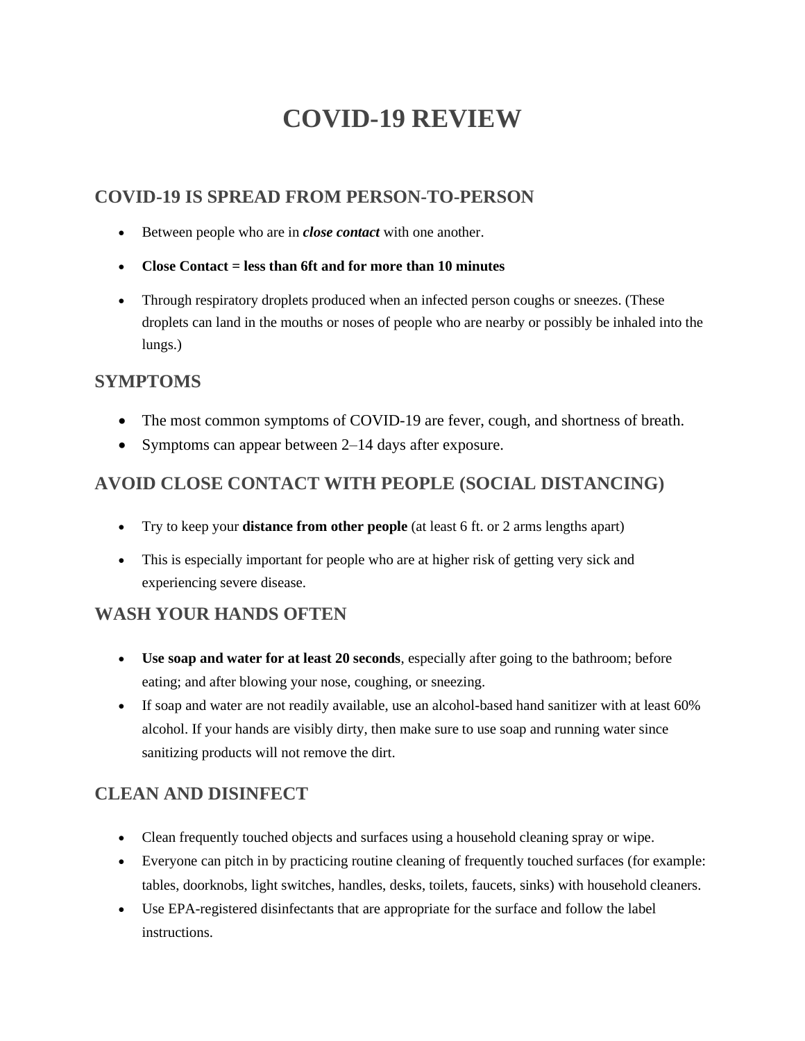# COVID-19 REVIEW

## COVID-19 IS SPREAD FROM PERSON-TO-PERSON

- Between people who are in ***close contact*** with one another.
- **Close Contact = less than 6ft and for more than 10 minutes**
- Through respiratory droplets produced when an infected person coughs or sneezes. (These droplets can land in the mouths or noses of people who are nearby or possibly be inhaled into the lungs.)

## SYMPTOMS

- The most common symptoms of COVID-19 are fever, cough, and shortness of breath.
- Symptoms can appear between 2–14 days after exposure.

## AVOID CLOSE CONTACT WITH PEOPLE (SOCIAL DISTANCING)

- Try to keep your **distance from other people** (at least 6 ft. or 2 arms lengths apart)
- This is especially important for people who are at higher risk of getting very sick and experiencing severe disease.

## WASH YOUR HANDS OFTEN

- **Use soap and water for at least 20 seconds**, especially after going to the bathroom; before eating; and after blowing your nose, coughing, or sneezing.
- If soap and water are not readily available, use an alcohol-based hand sanitizer with at least 60% alcohol. If your hands are visibly dirty, then make sure to use soap and running water since sanitizing products will not remove the dirt.

## CLEAN AND DISINFECT

- Clean frequently touched objects and surfaces using a household cleaning spray or wipe.
- Everyone can pitch in by practicing routine cleaning of frequently touched surfaces (for example: tables, doorknobs, light switches, handles, desks, toilets, faucets, sinks) with household cleaners.
- Use EPA-registered disinfectants that are appropriate for the surface and follow the label instructions.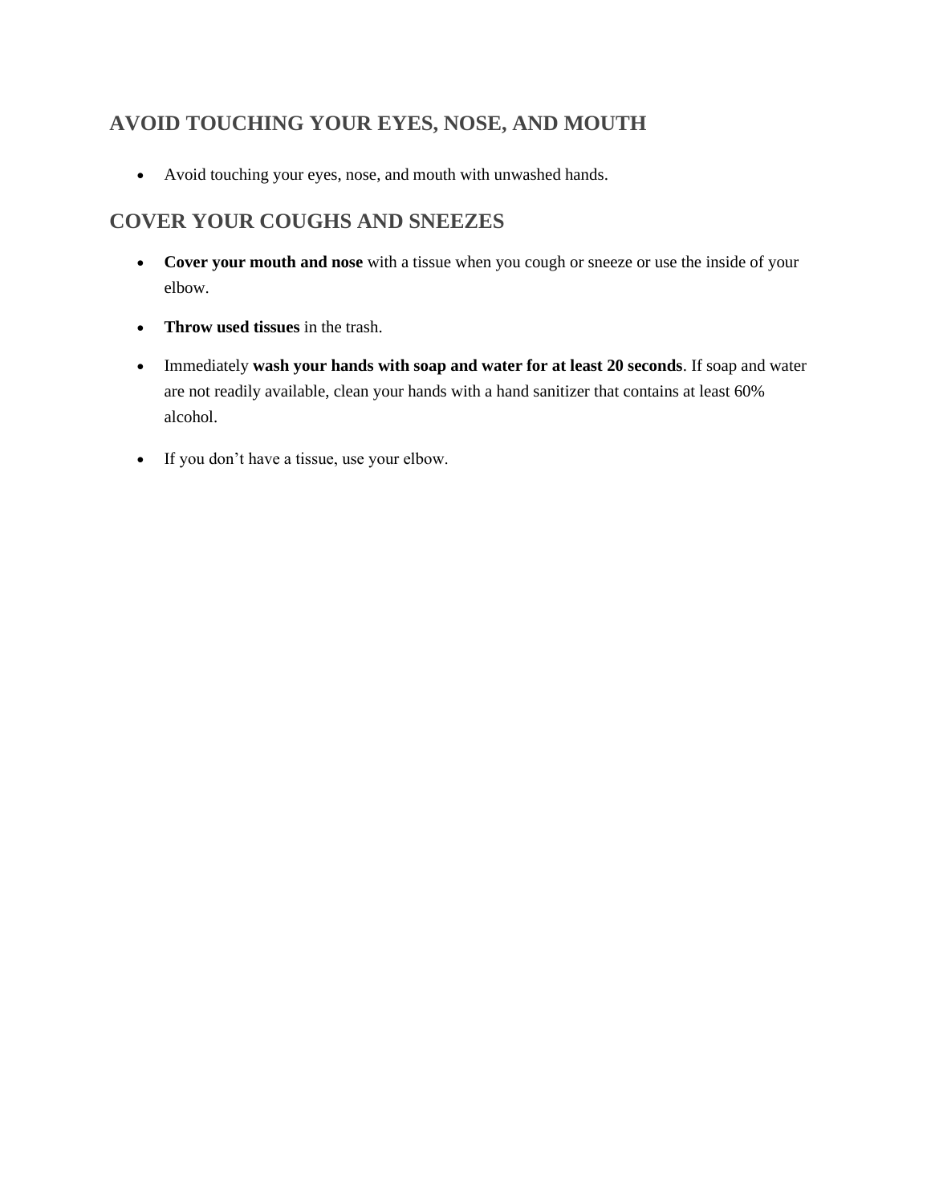## AVOID TOUCHING YOUR EYES, NOSE, AND MOUTH

- Avoid touching your eyes, nose, and mouth with unwashed hands.

## COVER YOUR COUGHS AND SNEEZES

- **Cover your mouth and nose** with a tissue when you cough or sneeze or use the inside of your elbow.
- **Throw used tissues** in the trash.
- Immediately **wash your hands with soap and water for at least 20 seconds**. If soap and water are not readily available, clean your hands with a hand sanitizer that contains at least 60% alcohol.
- If you don't have a tissue, use your elbow.